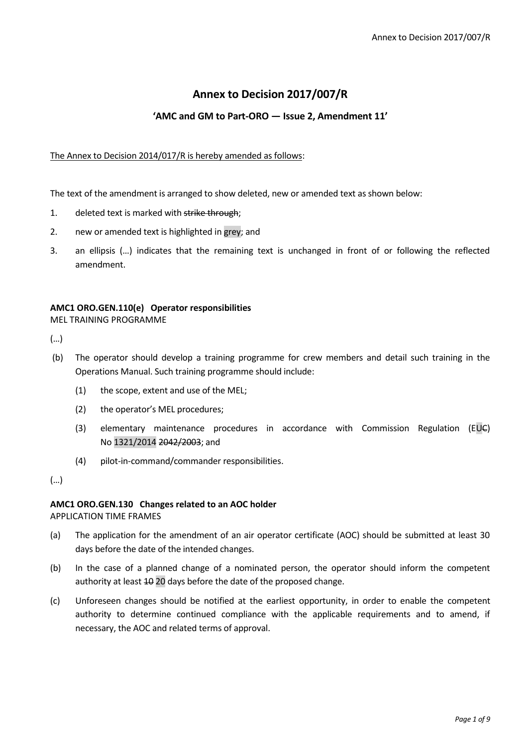# Annex to Decision 2017/007/R

## 'AMC and GM to Part-ORO — Issue 2, Amendment 11'

The Annex to Decision 2014/017/R is hereby amended as follows:

The text of the amendment is arranged to show deleted, new or amended text as shown below:

1. deleted text is marked with ~~strike through~~;
2. new or amended text is highlighted in grey; and
3. an ellipsis (…) indicates that the remaining text is unchanged in front of or following the reflected amendment.

**AMC1 ORO.GEN.110(e) Operator responsibilities**
MEL TRAINING PROGRAMME

(…)

(b) The operator should develop a training programme for crew members and detail such training in the Operations Manual. Such training programme should include:

   (1) the scope, extent and use of the MEL;

   (2) the operator's MEL procedures;

   (3) elementary maintenance procedures in accordance with Commission Regulation (EU~~C~~) No 1321/2014 ~~2042/2003~~; and

   (4) pilot-in-command/commander responsibilities.

(…)

**AMC1 ORO.GEN.130 Changes related to an AOC holder**
APPLICATION TIME FRAMES

(a) The application for the amendment of an air operator certificate (AOC) should be submitted at least 30 days before the date of the intended changes.

(b) In the case of a planned change of a nominated person, the operator should inform the competent authority at least ~~10~~ 20 days before the date of the proposed change.

(c) Unforeseen changes should be notified at the earliest opportunity, in order to enable the competent authority to determine continued compliance with the applicable requirements and to amend, if necessary, the AOC and related terms of approval.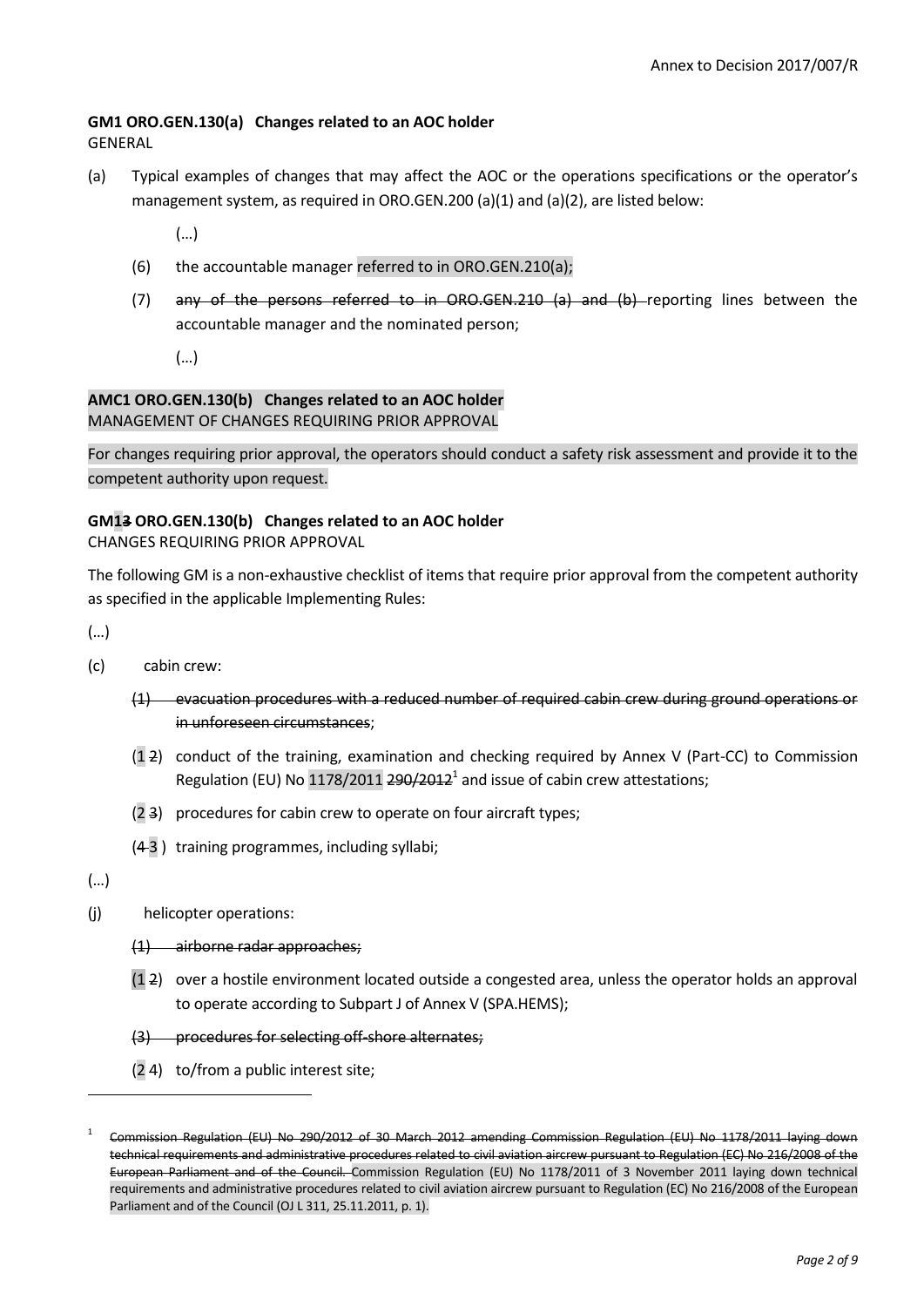**GM1 ORO.GEN.130(a) Changes related to an AOC holder**
GENERAL

(a) Typical examples of changes that may affect the AOC or the operations specifications or the operator's management system, as required in ORO.GEN.200 (a)(1) and (a)(2), are listed below:

(…)

(6) the accountable manager referred to in ORO.GEN.210(a);

(7) ~~any of the persons referred to in ORO.GEN.210 (a) and (b)~~ reporting lines between the accountable manager and the nominated person;

(…)

**AMC1 ORO.GEN.130(b) Changes related to an AOC holder**
MANAGEMENT OF CHANGES REQUIRING PRIOR APPROVAL

For changes requiring prior approval, the operators should conduct a safety risk assessment and provide it to the competent authority upon request.

**GM1~~3~~ ORO.GEN.130(b) Changes related to an AOC holder**
CHANGES REQUIRING PRIOR APPROVAL

The following GM is a non-exhaustive checklist of items that require prior approval from the competent authority as specified in the applicable Implementing Rules:

(…)

(c) cabin crew:

~~(1) evacuation procedures with a reduced number of required cabin crew during ground operations or in unforeseen circumstances~~;

(1 ~~2~~) conduct of the training, examination and checking required by Annex V (Part-CC) to Commission Regulation (EU) No 1178/2011 ~~290/2012~~[1] and issue of cabin crew attestations;

(2 ~~3~~) procedures for cabin crew to operate on four aircraft types;

(~~4~~ 3 ) training programmes, including syllabi;

(…)

(j) helicopter operations:

~~(1) airborne radar approaches;~~

(1 ~~2~~) over a hostile environment located outside a congested area, unless the operator holds an approval to operate according to Subpart J of Annex V (SPA.HEMS);

~~(3) procedures for selecting off-shore alternates;~~

(2 ~~4~~) to/from a public interest site;

---

[1] ~~Commission Regulation (EU) No 290/2012 of 30 March 2012 amending Commission Regulation (EU) No 1178/2011 laying down technical requirements and administrative procedures related to civil aviation aircrew pursuant to Regulation (EC) No 216/2008 of the European Parliament and of the Council.~~ Commission Regulation (EU) No 1178/2011 of 3 November 2011 laying down technical requirements and administrative procedures related to civil aviation aircrew pursuant to Regulation (EC) No 216/2008 of the European Parliament and of the Council (OJ L 311, 25.11.2011, p. 1).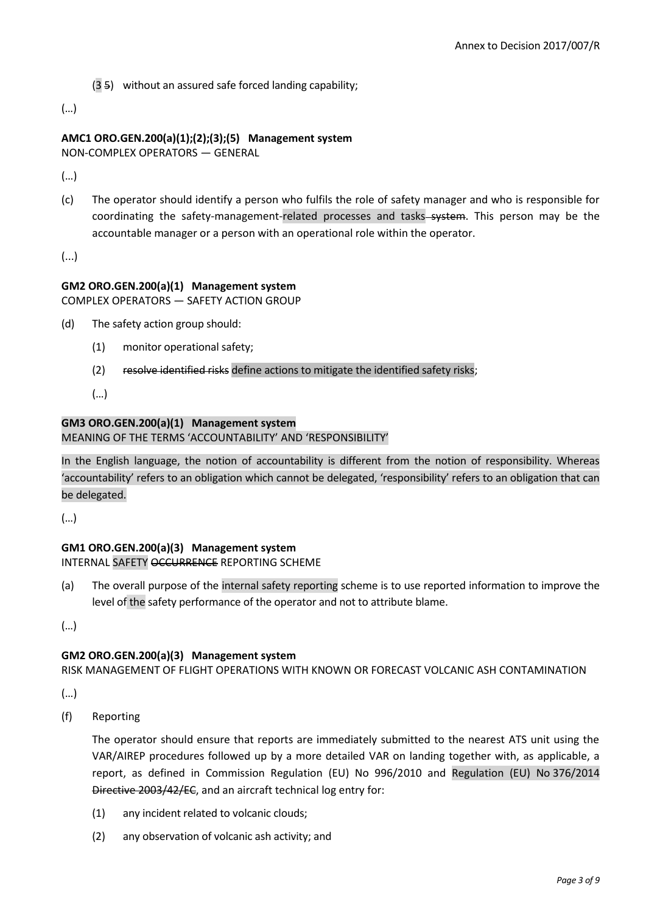(3 ~~5~~) without an assured safe forced landing capability;

(…)

**AMC1 ORO.GEN.200(a)(1);(2);(3);(5) Management system**
NON-COMPLEX OPERATORS — GENERAL

(…)

(c) The operator should identify a person who fulfils the role of safety manager and who is responsible for coordinating the safety-management-related processes and tasks ~~system~~. This person may be the accountable manager or a person with an operational role within the operator.

(...)

**GM2 ORO.GEN.200(a)(1) Management system**
COMPLEX OPERATORS — SAFETY ACTION GROUP

(d) The safety action group should:

  (1) monitor operational safety;

  (2) ~~resolve identified risks~~ define actions to mitigate the identified safety risks;

  (…)

**GM3 ORO.GEN.200(a)(1) Management system**
MEANING OF THE TERMS 'ACCOUNTABILITY' AND 'RESPONSIBILITY'

In the English language, the notion of accountability is different from the notion of responsibility. Whereas 'accountability' refers to an obligation which cannot be delegated, 'responsibility' refers to an obligation that can be delegated.

(…)

**GM1 ORO.GEN.200(a)(3) Management system**
INTERNAL SAFETY ~~OCCURRENCE~~ REPORTING SCHEME

(a) The overall purpose of the internal safety reporting scheme is to use reported information to improve the level of the safety performance of the operator and not to attribute blame.

(…)

**GM2 ORO.GEN.200(a)(3) Management system**
RISK MANAGEMENT OF FLIGHT OPERATIONS WITH KNOWN OR FORECAST VOLCANIC ASH CONTAMINATION

(…)

(f) Reporting

  The operator should ensure that reports are immediately submitted to the nearest ATS unit using the VAR/AIREP procedures followed up by a more detailed VAR on landing together with, as applicable, a report, as defined in Commission Regulation (EU) No 996/2010 and Regulation (EU) No 376/2014 ~~Directive 2003/42/EC~~, and an aircraft technical log entry for:

  (1) any incident related to volcanic clouds;

  (2) any observation of volcanic ash activity; and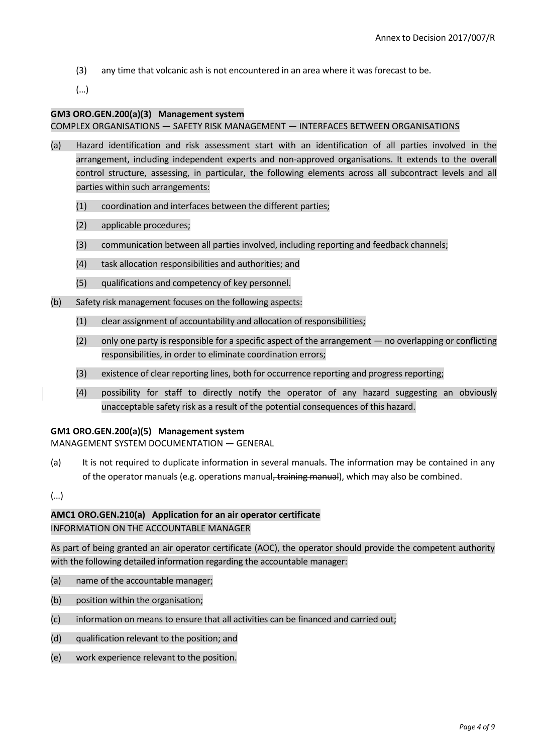(3) any time that volcanic ash is not encountered in an area where it was forecast to be.

(…)

**GM3 ORO.GEN.200(a)(3) Management system**

COMPLEX ORGANISATIONS — SAFETY RISK MANAGEMENT — INTERFACES BETWEEN ORGANISATIONS

(a) Hazard identification and risk assessment start with an identification of all parties involved in the arrangement, including independent experts and non-approved organisations. It extends to the overall control structure, assessing, in particular, the following elements across all subcontract levels and all parties within such arrangements:

  (1) coordination and interfaces between the different parties;

  (2) applicable procedures;

  (3) communication between all parties involved, including reporting and feedback channels;

  (4) task allocation responsibilities and authorities; and

  (5) qualifications and competency of key personnel.

(b) Safety risk management focuses on the following aspects:

  (1) clear assignment of accountability and allocation of responsibilities;

  (2) only one party is responsible for a specific aspect of the arrangement — no overlapping or conflicting responsibilities, in order to eliminate coordination errors;

  (3) existence of clear reporting lines, both for occurrence reporting and progress reporting;

  (4) possibility for staff to directly notify the operator of any hazard suggesting an obviously unacceptable safety risk as a result of the potential consequences of this hazard.

**GM1 ORO.GEN.200(a)(5) Management system**

MANAGEMENT SYSTEM DOCUMENTATION — GENERAL

(a) It is not required to duplicate information in several manuals. The information may be contained in any of the operator manuals (e.g. operations manual~~, training manual~~), which may also be combined.

(…)

**AMC1 ORO.GEN.210(a) Application for an air operator certificate**

INFORMATION ON THE ACCOUNTABLE MANAGER

As part of being granted an air operator certificate (AOC), the operator should provide the competent authority with the following detailed information regarding the accountable manager:

(a) name of the accountable manager;

(b) position within the organisation;

(c) information on means to ensure that all activities can be financed and carried out;

(d) qualification relevant to the position; and

(e) work experience relevant to the position.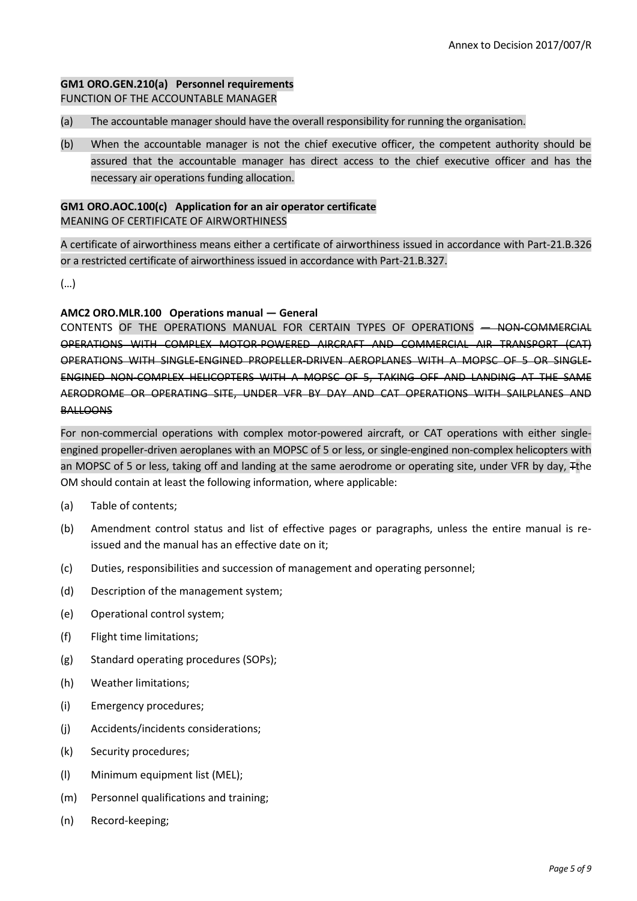**GM1 ORO.GEN.210(a) Personnel requirements**

FUNCTION OF THE ACCOUNTABLE MANAGER

(a) The accountable manager should have the overall responsibility for running the organisation.

(b) When the accountable manager is not the chief executive officer, the competent authority should be assured that the accountable manager has direct access to the chief executive officer and has the necessary air operations funding allocation.

**GM1 ORO.AOC.100(c) Application for an air operator certificate**

MEANING OF CERTIFICATE OF AIRWORTHINESS

A certificate of airworthiness means either a certificate of airworthiness issued in accordance with Part-21.B.326 or a restricted certificate of airworthiness issued in accordance with Part-21.B.327.

(…)

**AMC2 ORO.MLR.100 Operations manual — General**

CONTENTS OF THE OPERATIONS MANUAL FOR CERTAIN TYPES OF OPERATIONS ~~— NON-COMMERCIAL OPERATIONS WITH COMPLEX MOTOR-POWERED AIRCRAFT AND COMMERCIAL AIR TRANSPORT (CAT) OPERATIONS WITH SINGLE-ENGINED PROPELLER-DRIVEN AEROPLANES WITH A MOPSC OF 5 OR SINGLE-ENGINED NON-COMPLEX HELICOPTERS WITH A MOPSC OF 5, TAKING OFF AND LANDING AT THE SAME AERODROME OR OPERATING SITE, UNDER VFR BY DAY AND CAT OPERATIONS WITH SAILPLANES AND BALLOONS~~

For non-commercial operations with complex motor-powered aircraft, or CAT operations with either single-engined propeller-driven aeroplanes with an MOPSC of 5 or less, or single-engined non-complex helicopters with an MOPSC of 5 or less, taking off and landing at the same aerodrome or operating site, under VFR by day, ~~T~~the OM should contain at least the following information, where applicable:

(a) Table of contents;

(b) Amendment control status and list of effective pages or paragraphs, unless the entire manual is re-issued and the manual has an effective date on it;

(c) Duties, responsibilities and succession of management and operating personnel;

(d) Description of the management system;

(e) Operational control system;

(f) Flight time limitations;

(g) Standard operating procedures (SOPs);

(h) Weather limitations;

(i) Emergency procedures;

(j) Accidents/incidents considerations;

(k) Security procedures;

(l) Minimum equipment list (MEL);

(m) Personnel qualifications and training;

(n) Record-keeping;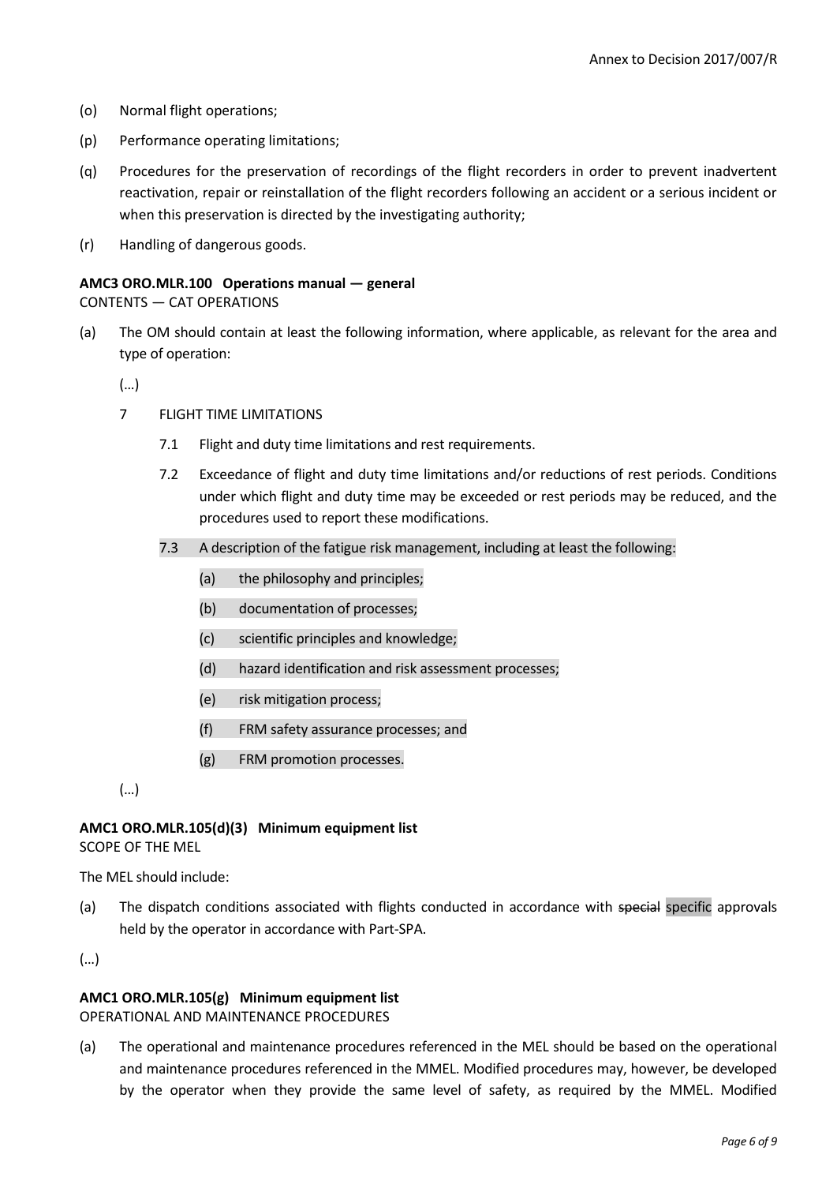(o) Normal flight operations;

(p) Performance operating limitations;

(q) Procedures for the preservation of recordings of the flight recorders in order to prevent inadvertent reactivation, repair or reinstallation of the flight recorders following an accident or a serious incident or when this preservation is directed by the investigating authority;

(r) Handling of dangerous goods.

**AMC3 ORO.MLR.100 Operations manual — general**
CONTENTS — CAT OPERATIONS

(a) The OM should contain at least the following information, where applicable, as relevant for the area and type of operation:

(…)

7 FLIGHT TIME LIMITATIONS

7.1 Flight and duty time limitations and rest requirements.

7.2 Exceedance of flight and duty time limitations and/or reductions of rest periods. Conditions under which flight and duty time may be exceeded or rest periods may be reduced, and the procedures used to report these modifications.

7.3 A description of the fatigue risk management, including at least the following:

(a) the philosophy and principles;

(b) documentation of processes;

(c) scientific principles and knowledge;

(d) hazard identification and risk assessment processes;

(e) risk mitigation process;

(f) FRM safety assurance processes; and

(g) FRM promotion processes.

(…)

**AMC1 ORO.MLR.105(d)(3) Minimum equipment list**
SCOPE OF THE MEL

The MEL should include:

(a) The dispatch conditions associated with flights conducted in accordance with ~~special~~ specific approvals held by the operator in accordance with Part-SPA.

(…)

**AMC1 ORO.MLR.105(g) Minimum equipment list**
OPERATIONAL AND MAINTENANCE PROCEDURES

(a) The operational and maintenance procedures referenced in the MEL should be based on the operational and maintenance procedures referenced in the MMEL. Modified procedures may, however, be developed by the operator when they provide the same level of safety, as required by the MMEL. Modified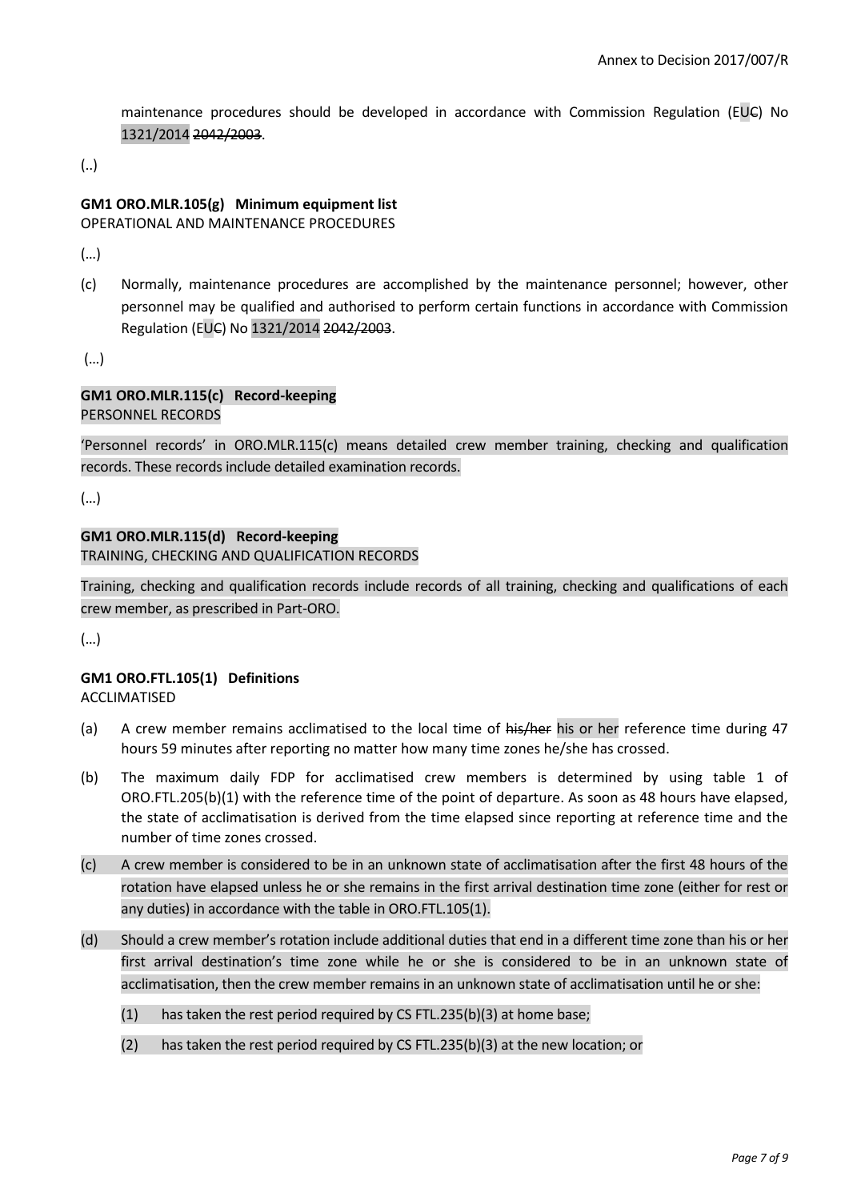maintenance procedures should be developed in accordance with Commission Regulation (EU~~C~~) No 1321/2014 ~~2042/2003~~.

(..)

**GM1 ORO.MLR.105(g) Minimum equipment list**
OPERATIONAL AND MAINTENANCE PROCEDURES

(…)

(c) Normally, maintenance procedures are accomplished by the maintenance personnel; however, other personnel may be qualified and authorised to perform certain functions in accordance with Commission Regulation (EU~~C~~) No 1321/2014 ~~2042/2003~~.

(…)

**GM1 ORO.MLR.115(c) Record-keeping**
PERSONNEL RECORDS

'Personnel records' in ORO.MLR.115(c) means detailed crew member training, checking and qualification records. These records include detailed examination records.

(…)

**GM1 ORO.MLR.115(d) Record-keeping**
TRAINING, CHECKING AND QUALIFICATION RECORDS

Training, checking and qualification records include records of all training, checking and qualifications of each crew member, as prescribed in Part-ORO.

(…)

**GM1 ORO.FTL.105(1) Definitions**
ACCLIMATISED

(a) A crew member remains acclimatised to the local time of ~~his/her~~ his or her reference time during 47 hours 59 minutes after reporting no matter how many time zones he/she has crossed.

(b) The maximum daily FDP for acclimatised crew members is determined by using table 1 of ORO.FTL.205(b)(1) with the reference time of the point of departure. As soon as 48 hours have elapsed, the state of acclimatisation is derived from the time elapsed since reporting at reference time and the number of time zones crossed.

(c) A crew member is considered to be in an unknown state of acclimatisation after the first 48 hours of the rotation have elapsed unless he or she remains in the first arrival destination time zone (either for rest or any duties) in accordance with the table in ORO.FTL.105(1).

(d) Should a crew member's rotation include additional duties that end in a different time zone than his or her first arrival destination's time zone while he or she is considered to be in an unknown state of acclimatisation, then the crew member remains in an unknown state of acclimatisation until he or she:

  (1) has taken the rest period required by CS FTL.235(b)(3) at home base;

  (2) has taken the rest period required by CS FTL.235(b)(3) at the new location; or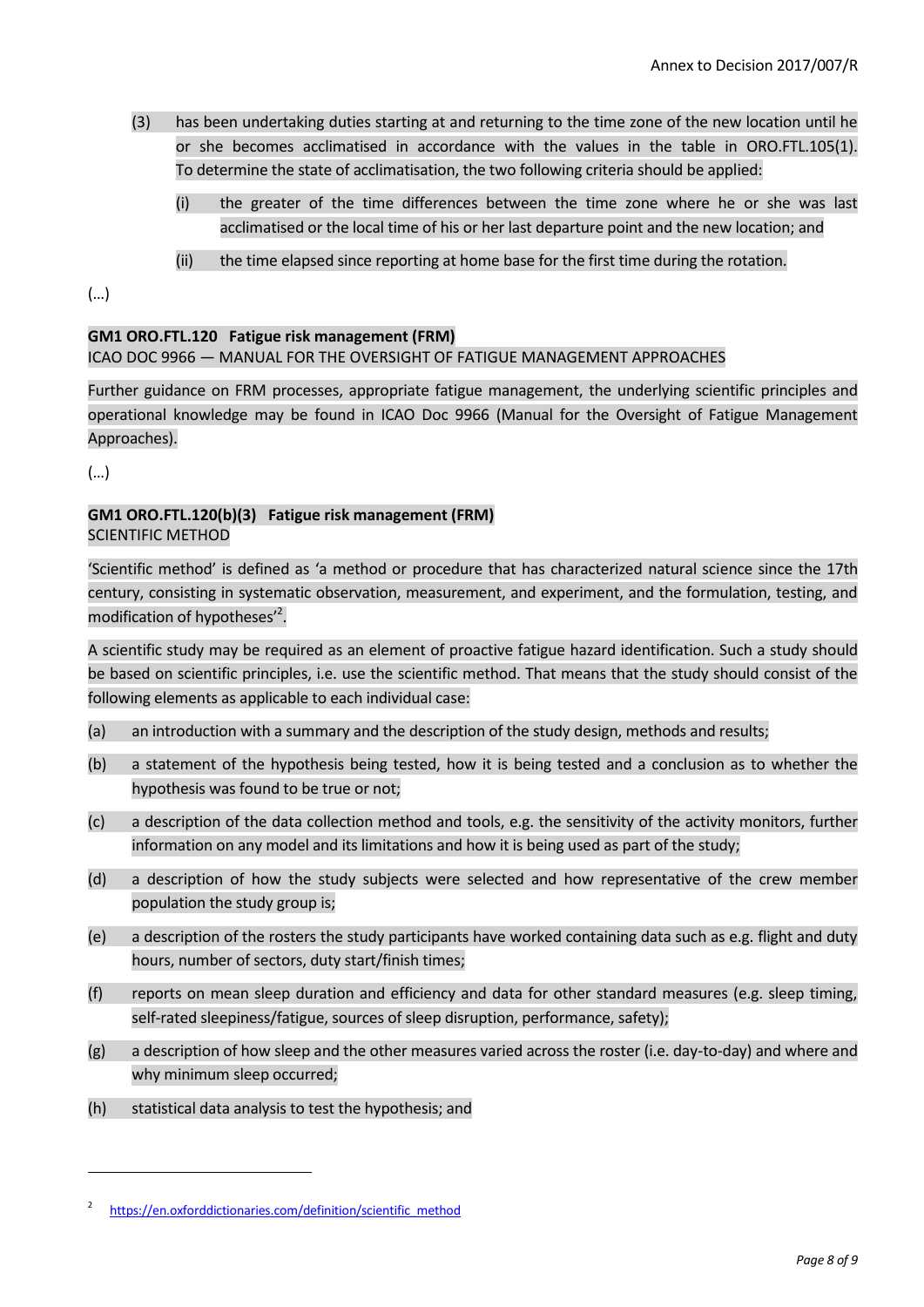(3) has been undertaking duties starting at and returning to the time zone of the new location until he or she becomes acclimatised in accordance with the values in the table in ORO.FTL.105(1). To determine the state of acclimatisation, the two following criteria should be applied:

   (i) the greater of the time differences between the time zone where he or she was last acclimatised or the local time of his or her last departure point and the new location; and

   (ii) the time elapsed since reporting at home base for the first time during the rotation.

(…)

**GM1 ORO.FTL.120 Fatigue risk management (FRM)**
ICAO DOC 9966 — MANUAL FOR THE OVERSIGHT OF FATIGUE MANAGEMENT APPROACHES

Further guidance on FRM processes, appropriate fatigue management, the underlying scientific principles and operational knowledge may be found in ICAO Doc 9966 (Manual for the Oversight of Fatigue Management Approaches).

(…)

**GM1 ORO.FTL.120(b)(3) Fatigue risk management (FRM)**
SCIENTIFIC METHOD

'Scientific method' is defined as 'a method or procedure that has characterized natural science since the 17th century, consisting in systematic observation, measurement, and experiment, and the formulation, testing, and modification of hypotheses'[2].

A scientific study may be required as an element of proactive fatigue hazard identification. Such a study should be based on scientific principles, i.e. use the scientific method. That means that the study should consist of the following elements as applicable to each individual case:

(a) an introduction with a summary and the description of the study design, methods and results;

(b) a statement of the hypothesis being tested, how it is being tested and a conclusion as to whether the hypothesis was found to be true or not;

(c) a description of the data collection method and tools, e.g. the sensitivity of the activity monitors, further information on any model and its limitations and how it is being used as part of the study;

(d) a description of how the study subjects were selected and how representative of the crew member population the study group is;

(e) a description of the rosters the study participants have worked containing data such as e.g. flight and duty hours, number of sectors, duty start/finish times;

(f) reports on mean sleep duration and efficiency and data for other standard measures (e.g. sleep timing, self-rated sleepiness/fatigue, sources of sleep disruption, performance, safety);

(g) a description of how sleep and the other measures varied across the roster (i.e. day-to-day) and where and why minimum sleep occurred;

(h) statistical data analysis to test the hypothesis; and

---

[2] https://en.oxforddictionaries.com/definition/scientific_method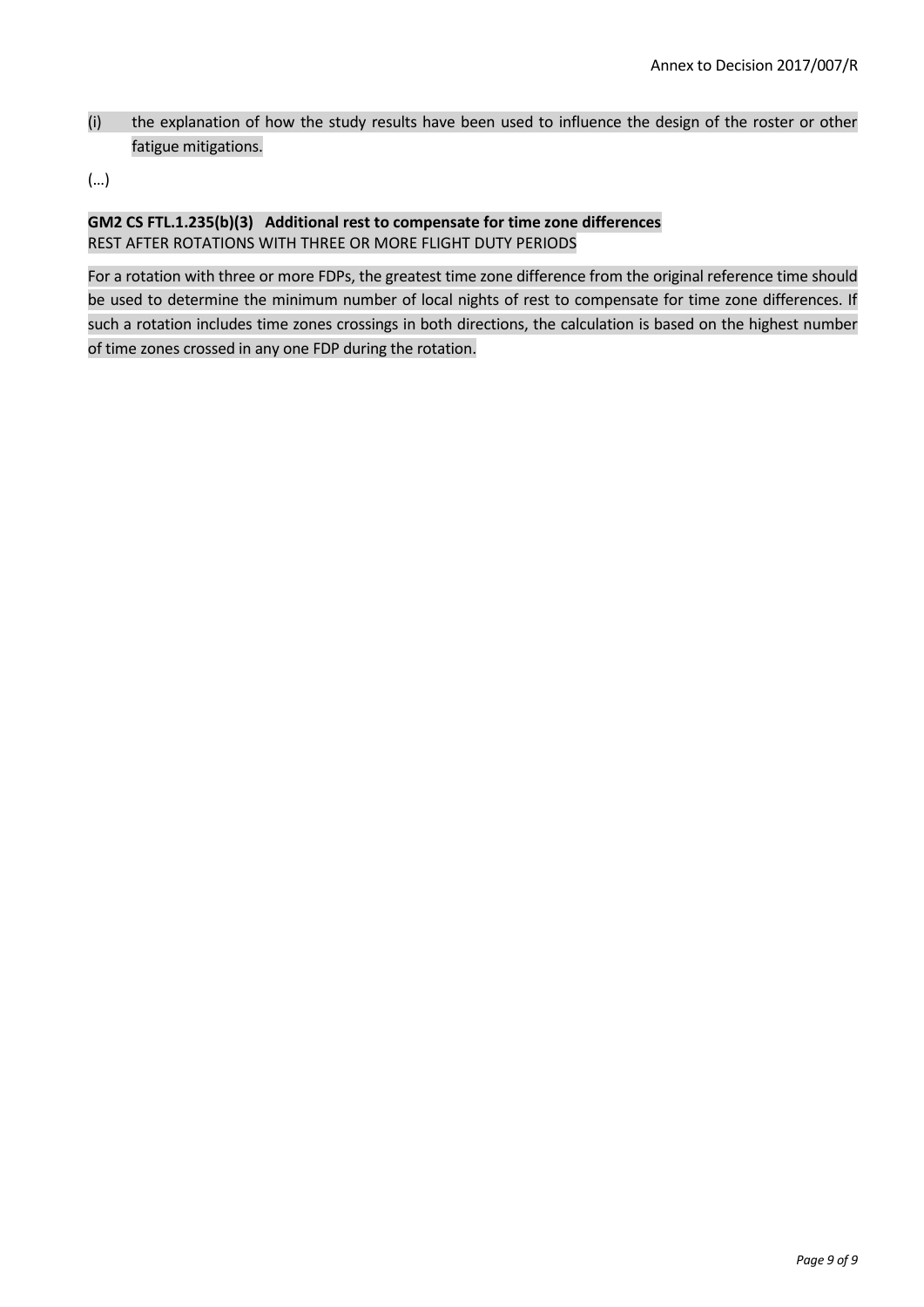(i) the explanation of how the study results have been used to influence the design of the roster or other fatigue mitigations.

(…)

**GM2 CS FTL.1.235(b)(3) Additional rest to compensate for time zone differences**
REST AFTER ROTATIONS WITH THREE OR MORE FLIGHT DUTY PERIODS

For a rotation with three or more FDPs, the greatest time zone difference from the original reference time should be used to determine the minimum number of local nights of rest to compensate for time zone differences. If such a rotation includes time zones crossings in both directions, the calculation is based on the highest number of time zones crossed in any one FDP during the rotation.